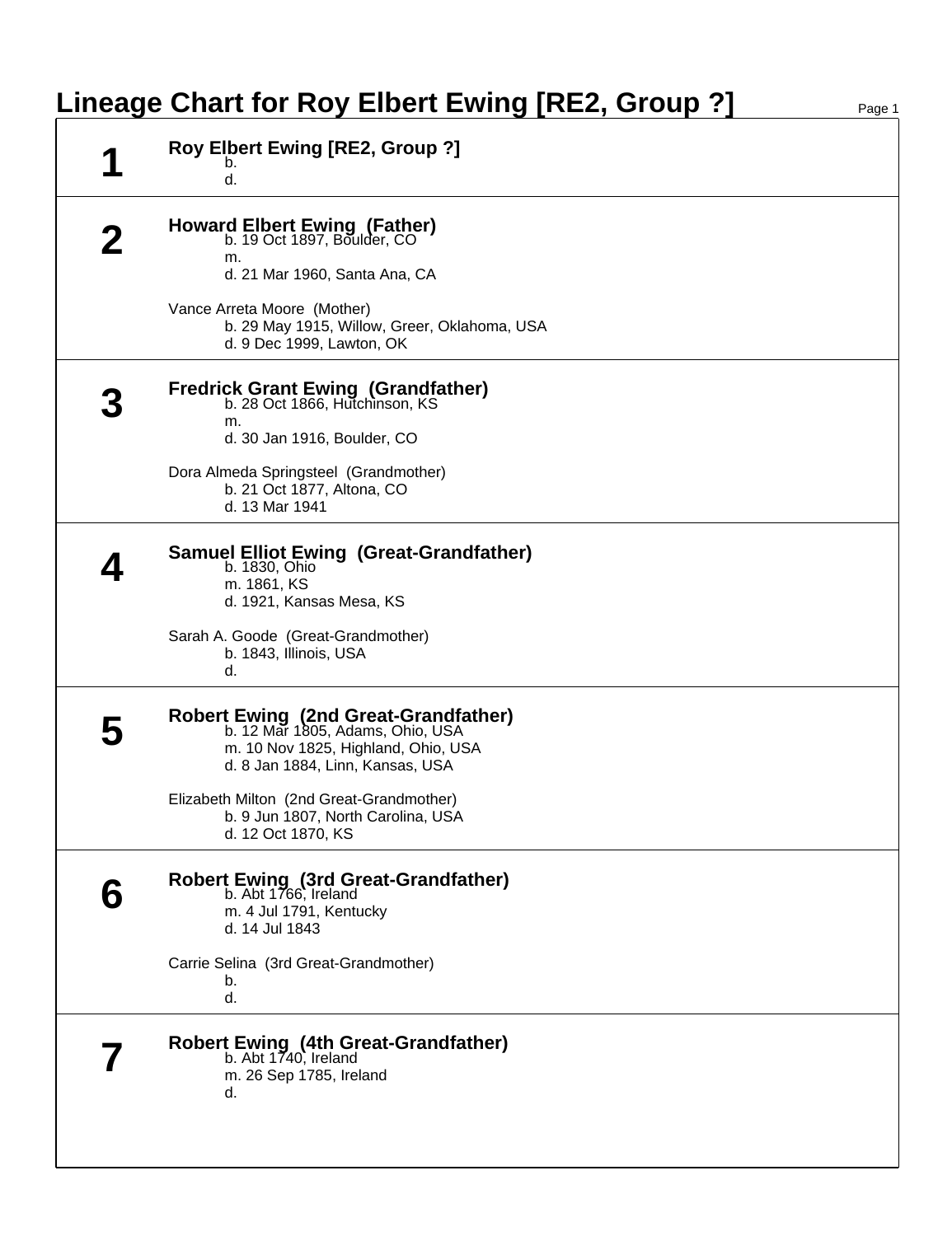# Lineage Chart for Roy Elbert Ewing [RE2, Group ?]

## 1

**Roy Elbert Ewing [RE2, Group ?]**

b.
d.

## 2

**Howard Elbert Ewing (Father)**

b. 19 Oct 1897, Boulder, CO
m.
d. 21 Mar 1960, Santa Ana, CA

Vance Arreta Moore (Mother)

b. 29 May 1915, Willow, Greer, Oklahoma, USA
d. 9 Dec 1999, Lawton, OK

## 3

**Fredrick Grant Ewing (Grandfather)**

b. 28 Oct 1866, Hutchinson, KS
m.
d. 30 Jan 1916, Boulder, CO

Dora Almeda Springsteel (Grandmother)

b. 21 Oct 1877, Altona, CO
d. 13 Mar 1941

## 4

**Samuel Elliot Ewing (Great-Grandfather)**

b. 1830, Ohio
m. 1861, KS
d. 1921, Kansas Mesa, KS

Sarah A. Goode (Great-Grandmother)

b. 1843, Illinois, USA
d.

## 5

**Robert Ewing (2nd Great-Grandfather)**

b. 12 Mar 1805, Adams, Ohio, USA
m. 10 Nov 1825, Highland, Ohio, USA
d. 8 Jan 1884, Linn, Kansas, USA

Elizabeth Milton (2nd Great-Grandmother)

b. 9 Jun 1807, North Carolina, USA
d. 12 Oct 1870, KS

## 6

**Robert Ewing (3rd Great-Grandfather)**

b. Abt 1766, Ireland
m. 4 Jul 1791, Kentucky
d. 14 Jul 1843

Carrie Selina (3rd Great-Grandmother)

b.
d.

## 7

**Robert Ewing (4th Great-Grandfather)**

b. Abt 1740, Ireland
m. 26 Sep 1785, Ireland
d.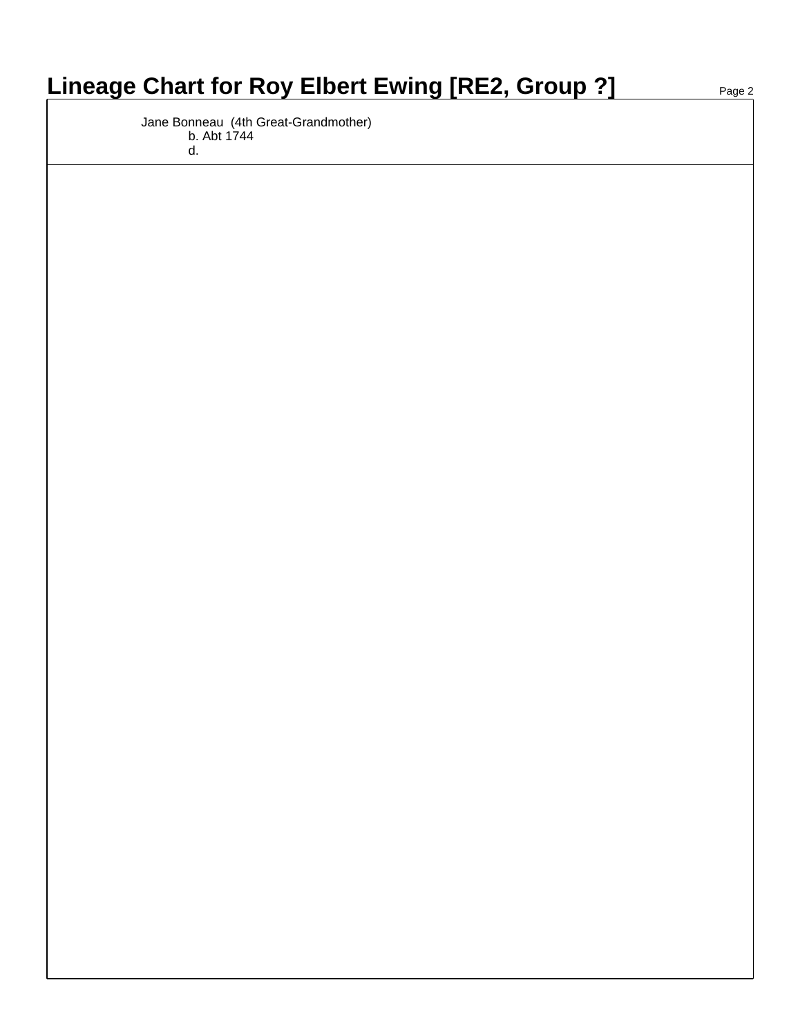# Lineage Chart for Roy Elbert Ewing [RE2, Group ?]

Jane Bonneau (4th Great-Grandmother)
b. Abt 1744
d.